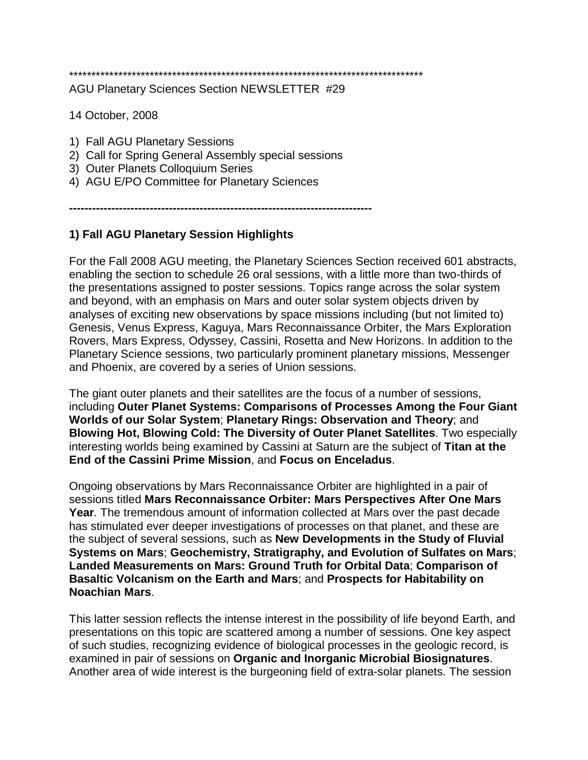********************************************************************************

AGU Planetary Sciences Section NEWSLETTER #29

14 October, 2008

1) Fall AGU Planetary Sessions
2) Call for Spring General Assembly special sessions
3) Outer Planets Colloquium Series
4) AGU E/PO Committee for Planetary Sciences

---

### 1) Fall AGU Planetary Session Highlights

For the Fall 2008 AGU meeting, the Planetary Sciences Section received 601 abstracts, enabling the section to schedule 26 oral sessions, with a little more than two-thirds of the presentations assigned to poster sessions. Topics range across the solar system and beyond, with an emphasis on Mars and outer solar system objects driven by analyses of exciting new observations by space missions including (but not limited to) Genesis, Venus Express, Kaguya, Mars Reconnaissance Orbiter, the Mars Exploration Rovers, Mars Express, Odyssey, Cassini, Rosetta and New Horizons. In addition to the Planetary Science sessions, two particularly prominent planetary missions, Messenger and Phoenix, are covered by a series of Union sessions.

The giant outer planets and their satellites are the focus of a number of sessions, including **Outer Planet Systems: Comparisons of Processes Among the Four Giant Worlds of our Solar System**; **Planetary Rings: Observation and Theory**; and **Blowing Hot, Blowing Cold: The Diversity of Outer Planet Satellites**. Two especially interesting worlds being examined by Cassini at Saturn are the subject of **Titan at the End of the Cassini Prime Mission**, and **Focus on Enceladus**.

Ongoing observations by Mars Reconnaissance Orbiter are highlighted in a pair of sessions titled **Mars Reconnaissance Orbiter: Mars Perspectives After One Mars Year**. The tremendous amount of information collected at Mars over the past decade has stimulated ever deeper investigations of processes on that planet, and these are the subject of several sessions, such as **New Developments in the Study of Fluvial Systems on Mars**; **Geochemistry, Stratigraphy, and Evolution of Sulfates on Mars**; **Landed Measurements on Mars: Ground Truth for Orbital Data**; **Comparison of Basaltic Volcanism on the Earth and Mars**; and **Prospects for Habitability on Noachian Mars**.

This latter session reflects the intense interest in the possibility of life beyond Earth, and presentations on this topic are scattered among a number of sessions. One key aspect of such studies, recognizing evidence of biological processes in the geologic record, is examined in pair of sessions on **Organic and Inorganic Microbial Biosignatures**. Another area of wide interest is the burgeoning field of extra-solar planets. The session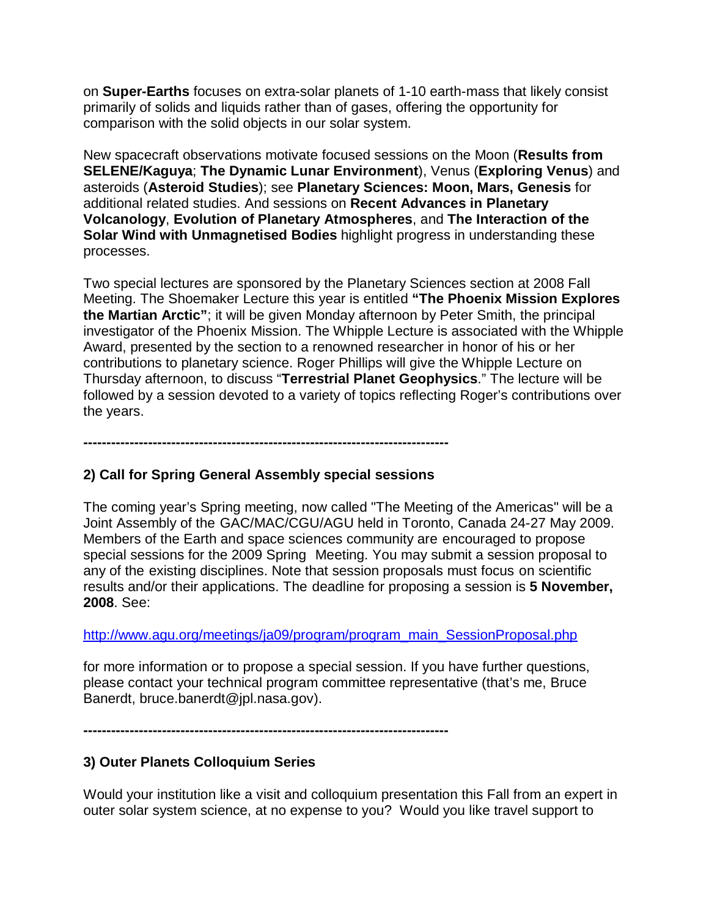on **Super-Earths** focuses on extra-solar planets of 1-10 earth-mass that likely consist primarily of solids and liquids rather than of gases, offering the opportunity for comparison with the solid objects in our solar system.

New spacecraft observations motivate focused sessions on the Moon (**Results from SELENE/Kaguya**; **The Dynamic Lunar Environment**), Venus (**Exploring Venus**) and asteroids (**Asteroid Studies**); see **Planetary Sciences: Moon, Mars, Genesis** for additional related studies. And sessions on **Recent Advances in Planetary Volcanology**, **Evolution of Planetary Atmospheres**, and **The Interaction of the Solar Wind with Unmagnetised Bodies** highlight progress in understanding these processes.

Two special lectures are sponsored by the Planetary Sciences section at 2008 Fall Meeting. The Shoemaker Lecture this year is entitled **"The Phoenix Mission Explores the Martian Arctic"**; it will be given Monday afternoon by Peter Smith, the principal investigator of the Phoenix Mission. The Whipple Lecture is associated with the Whipple Award, presented by the section to a renowned researcher in honor of his or her contributions to planetary science. Roger Phillips will give the Whipple Lecture on Thursday afternoon, to discuss "**Terrestrial Planet Geophysics**." The lecture will be followed by a session devoted to a variety of topics reflecting Roger's contributions over the years.

**--------------------------------------------------------------------------------**

### 2) Call for Spring General Assembly special sessions

The coming year's Spring meeting, now called "The Meeting of the Americas" will be a Joint Assembly of the GAC/MAC/CGU/AGU held in Toronto, Canada 24-27 May 2009. Members of the Earth and space sciences community are encouraged to propose special sessions for the 2009 Spring Meeting. You may submit a session proposal to any of the existing disciplines. Note that session proposals must focus on scientific results and/or their applications. The deadline for proposing a session is **5 November, 2008**. See:

http://www.agu.org/meetings/ja09/program/program_main_SessionProposal.php

for more information or to propose a special session. If you have further questions, please contact your technical program committee representative (that's me, Bruce Banerdt, bruce.banerdt@jpl.nasa.gov).

**--------------------------------------------------------------------------------**

### 3) Outer Planets Colloquium Series

Would your institution like a visit and colloquium presentation this Fall from an expert in outer solar system science, at no expense to you? Would you like travel support to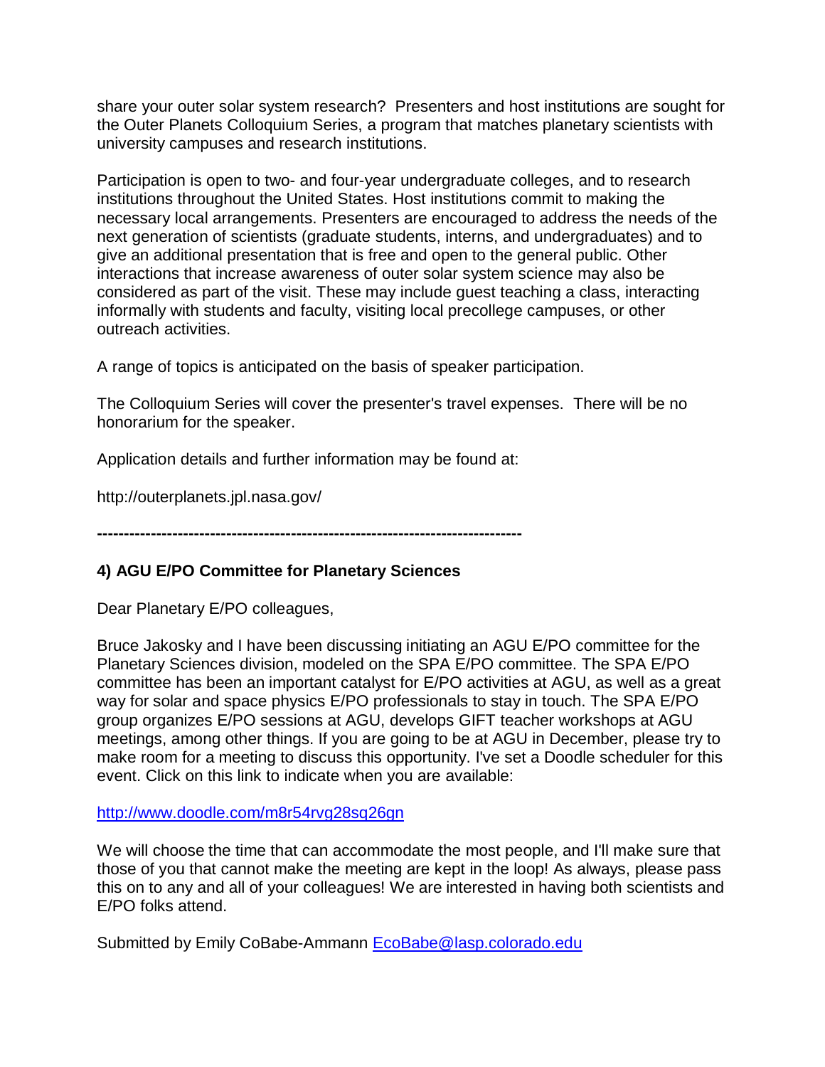share your outer solar system research? Presenters and host institutions are sought for the Outer Planets Colloquium Series, a program that matches planetary scientists with university campuses and research institutions.

Participation is open to two- and four-year undergraduate colleges, and to research institutions throughout the United States. Host institutions commit to making the necessary local arrangements. Presenters are encouraged to address the needs of the next generation of scientists (graduate students, interns, and undergraduates) and to give an additional presentation that is free and open to the general public. Other interactions that increase awareness of outer solar system science may also be considered as part of the visit. These may include guest teaching a class, interacting informally with students and faculty, visiting local precollege campuses, or other outreach activities.

A range of topics is anticipated on the basis of speaker participation.

The Colloquium Series will cover the presenter's travel expenses. There will be no honorarium for the speaker.

Application details and further information may be found at:

http://outerplanets.jpl.nasa.gov/

---

**4) AGU E/PO Committee for Planetary Sciences**

Dear Planetary E/PO colleagues,

Bruce Jakosky and I have been discussing initiating an AGU E/PO committee for the Planetary Sciences division, modeled on the SPA E/PO committee. The SPA E/PO committee has been an important catalyst for E/PO activities at AGU, as well as a great way for solar and space physics E/PO professionals to stay in touch. The SPA E/PO group organizes E/PO sessions at AGU, develops GIFT teacher workshops at AGU meetings, among other things. If you are going to be at AGU in December, please try to make room for a meeting to discuss this opportunity. I've set a Doodle scheduler for this event. Click on this link to indicate when you are available:

http://www.doodle.com/m8r54rvg28sq26gn

We will choose the time that can accommodate the most people, and I'll make sure that those of you that cannot make the meeting are kept in the loop! As always, please pass this on to any and all of your colleagues! We are interested in having both scientists and E/PO folks attend.

Submitted by Emily CoBabe-Ammann EcoBabe@lasp.colorado.edu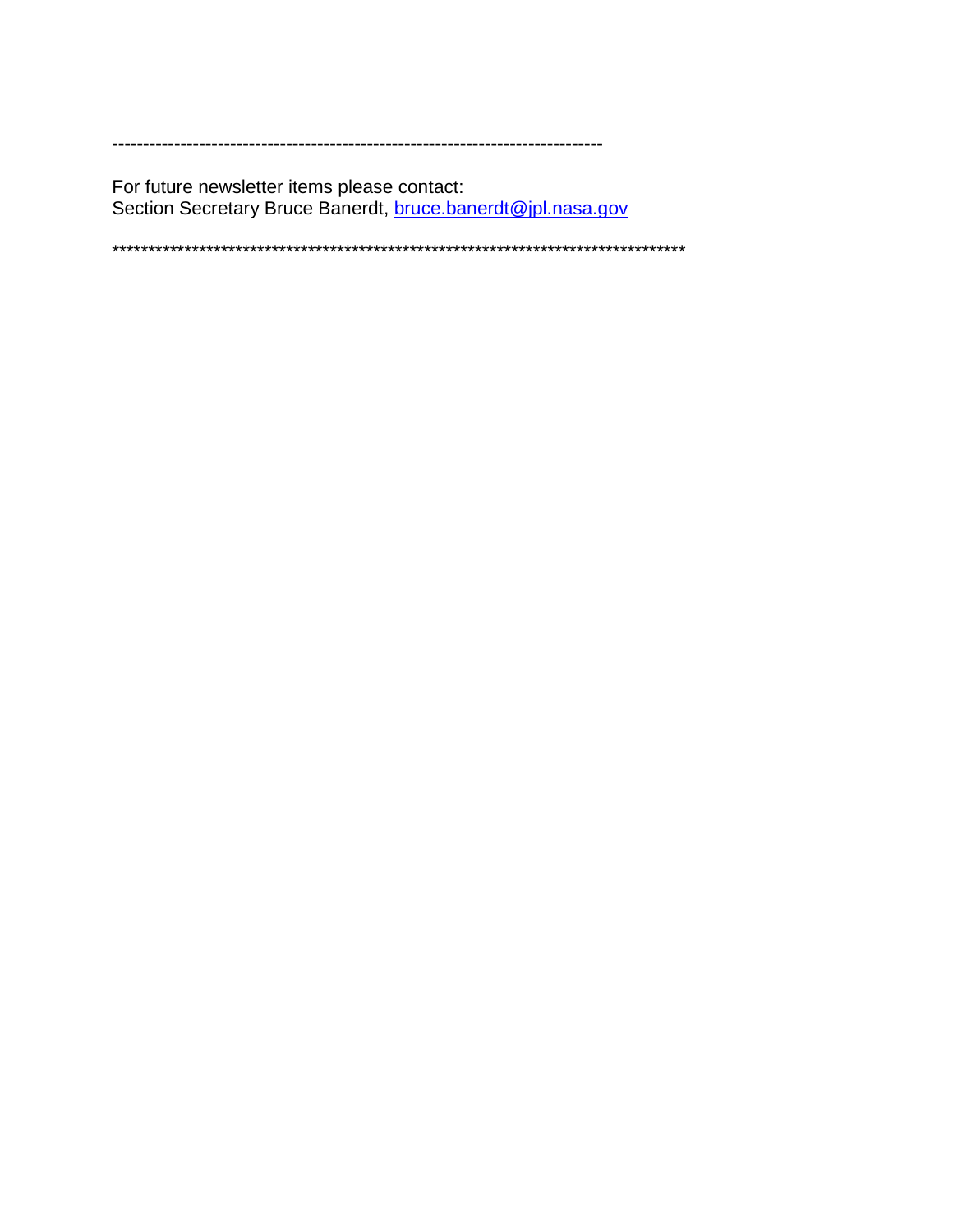--------------------------------------------------------------------------------

For future newsletter items please contact:
Section Secretary Bruce Banerdt, bruce.banerdt@jpl.nasa.gov

********************************************************************************